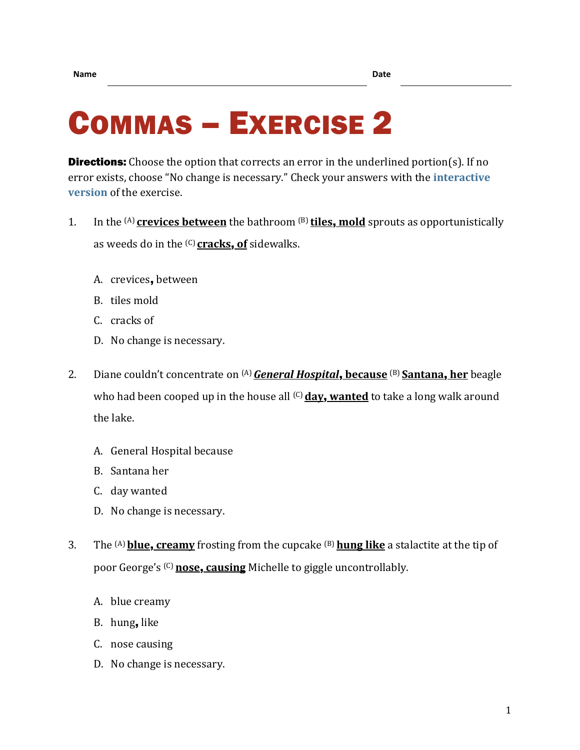Name ______________________________ Date ____________

# COMMAS – EXERCISE 2

**Directions:** Choose the option that corrects an error in the underlined portion(s). If no error exists, choose "No change is necessary." Check your answers with the **interactive version** of the exercise.

1. In the (A) **crevices between** the bathroom (B) **tiles, mold** sprouts as opportunistically as weeds do in the (C) **cracks, of** sidewalks.

   A. crevices**,** between
   B. tiles mold
   C. cracks of
   D. No change is necessary.

2. Diane couldn't concentrate on (A) ***General Hospital*, because** (B) **Santana, her** beagle who had been cooped up in the house all (C) **day, wanted** to take a long walk around the lake.

   A. General Hospital because
   B. Santana her
   C. day wanted
   D. No change is necessary.

3. The (A) **blue, creamy** frosting from the cupcake (B) **hung like** a stalactite at the tip of poor George's (C) **nose, causing** Michelle to giggle uncontrollably.

   A. blue creamy
   B. hung**,** like
   C. nose causing
   D. No change is necessary.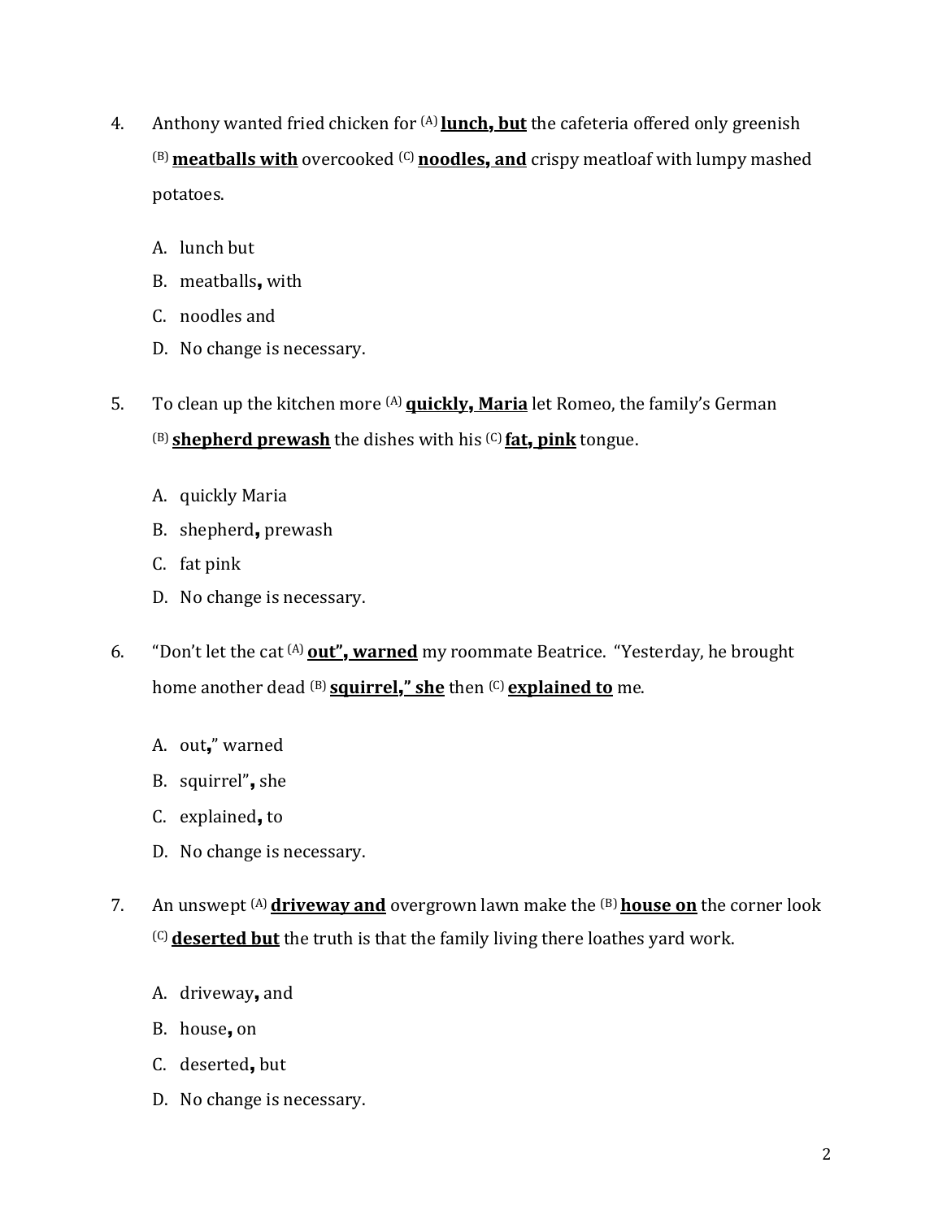4. Anthony wanted fried chicken for (A) **lunch, but** the cafeteria offered only greenish (B) **meatballs with** overcooked (C) **noodles, and** crispy meatloaf with lumpy mashed potatoes.

   A. lunch but
   B. meatballs**,** with
   C. noodles and
   D. No change is necessary.

5. To clean up the kitchen more (A) **quickly, Maria** let Romeo, the family's German (B) **shepherd prewash** the dishes with his (C) **fat, pink** tongue.

   A. quickly Maria
   B. shepherd**,** prewash
   C. fat pink
   D. No change is necessary.

6. "Don't let the cat (A) **out", warned** my roommate Beatrice. "Yesterday, he brought home another dead (B) **squirrel," she** then (C) **explained to** me.

   A. out**,**" warned
   B. squirrel"**,** she
   C. explained**,** to
   D. No change is necessary.

7. An unswept (A) **driveway and** overgrown lawn make the (B) **house on** the corner look (C) **deserted but** the truth is that the family living there loathes yard work.

   A. driveway**,** and
   B. house**,** on
   C. deserted**,** but
   D. No change is necessary.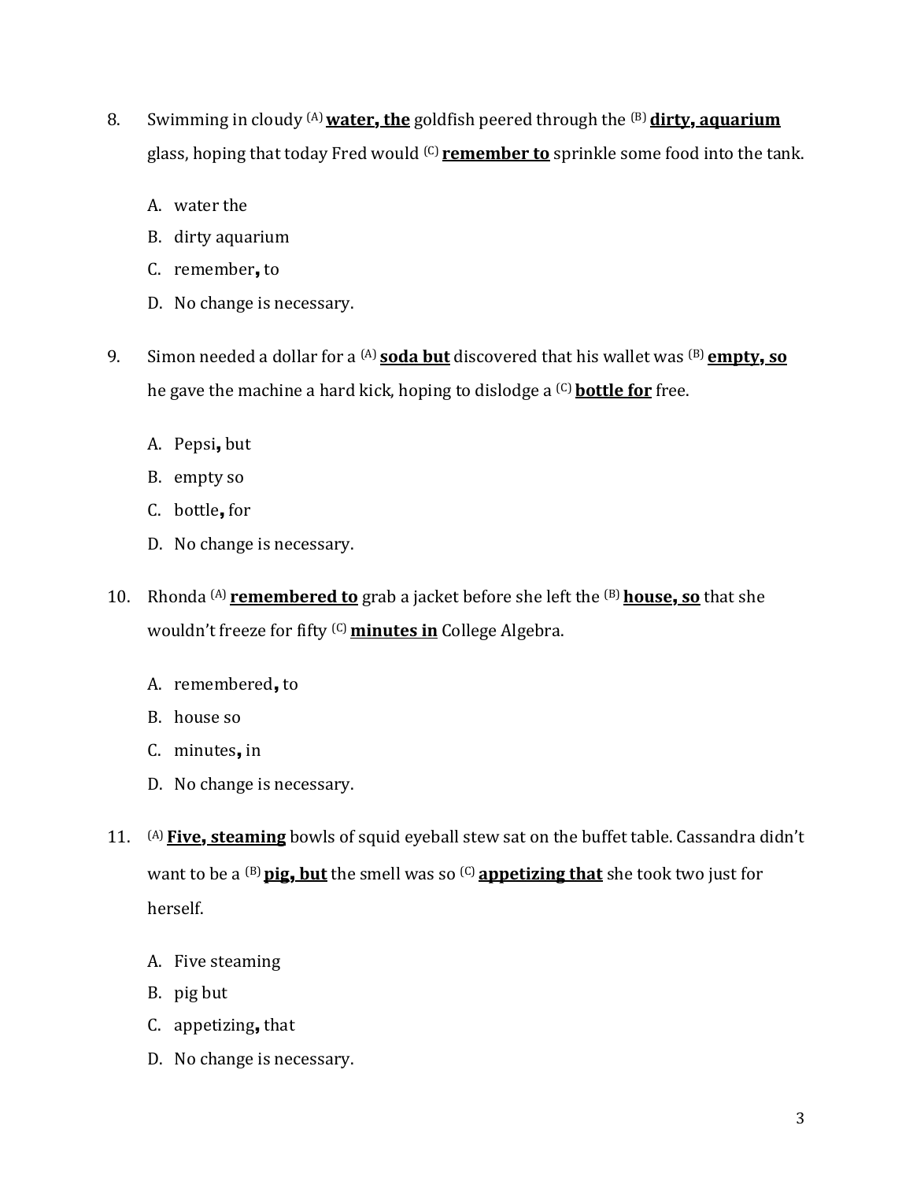8. Swimming in cloudy [(A)] **<u>water, the</u>** goldfish peered through the [(B)] **<u>dirty, aquarium</u>** glass, hoping that today Fred would [(C)] **<u>remember to</u>** sprinkle some food into the tank.

   A. water the
   B. dirty aquarium
   C. remember**,** to
   D. No change is necessary.

9. Simon needed a dollar for a [(A)] **<u>soda but</u>** discovered that his wallet was [(B)] **<u>empty, so</u>** he gave the machine a hard kick, hoping to dislodge a [(C)] **<u>bottle for</u>** free.

   A. Pepsi**,** but
   B. empty so
   C. bottle**,** for
   D. No change is necessary.

10. Rhonda [(A)] **<u>remembered to</u>** grab a jacket before she left the [(B)] **<u>house, so</u>** that she wouldn't freeze for fifty [(C)] **<u>minutes in</u>** College Algebra.

    A. remembered**,** to
    B. house so
    C. minutes**,** in
    D. No change is necessary.

11. [(A)] **<u>Five, steaming</u>** bowls of squid eyeball stew sat on the buffet table. Cassandra didn't want to be a [(B)] **<u>pig, but</u>** the smell was so [(C)] **<u>appetizing that</u>** she took two just for herself.

    A. Five steaming
    B. pig but
    C. appetizing**,** that
    D. No change is necessary.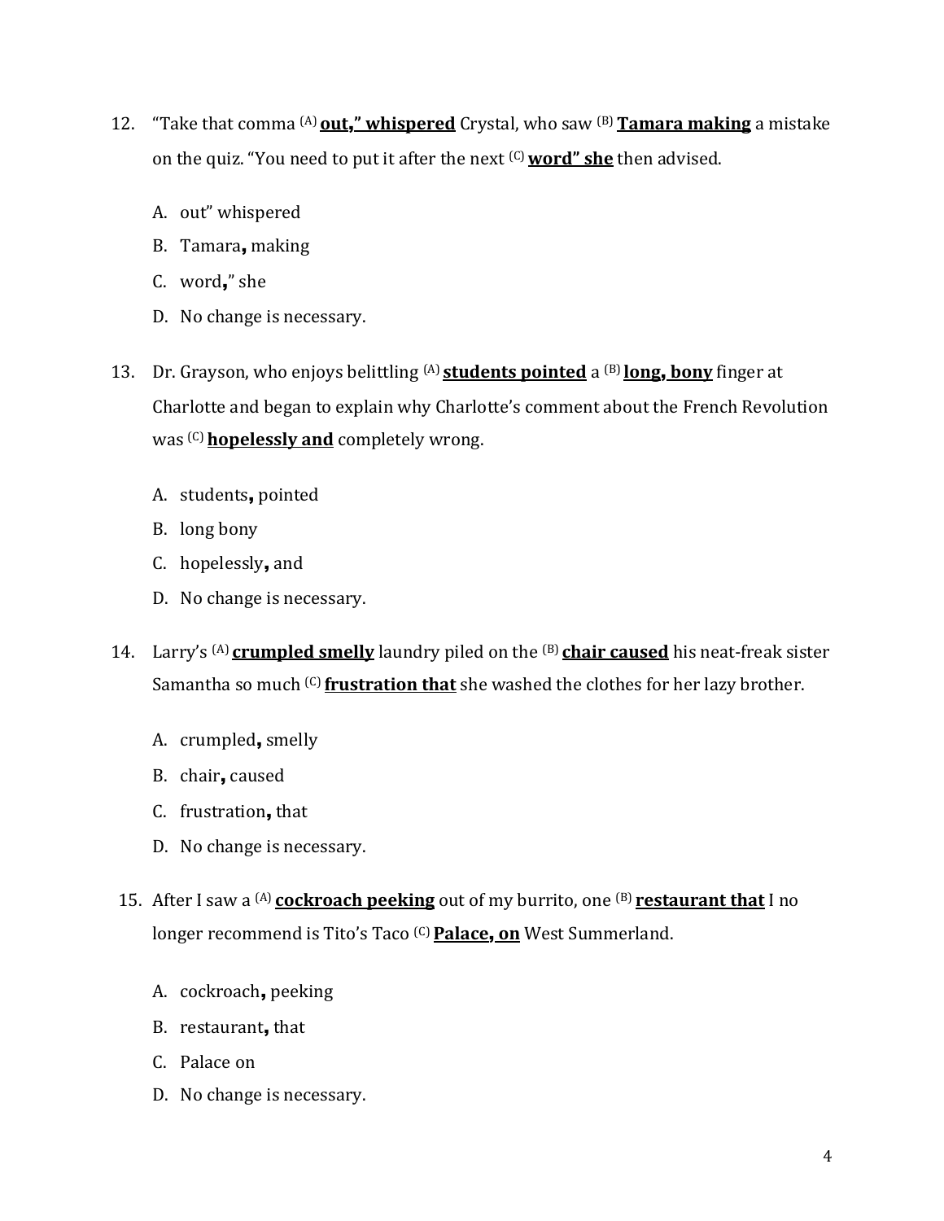12. "Take that comma (A) **<u>out," whispered</u>** Crystal, who saw (B) **<u>Tamara making</u>** a mistake on the quiz. "You need to put it after the next (C) **<u>word" she</u>** then advised.

    A. out" whispered
    B. Tamara**,** making
    C. word**,**" she
    D. No change is necessary.

13. Dr. Grayson, who enjoys belittling (A) **<u>students pointed</u>** a (B) **<u>long, bony</u>** finger at Charlotte and began to explain why Charlotte's comment about the French Revolution was (C) **<u>hopelessly and</u>** completely wrong.

    A. students**,** pointed
    B. long bony
    C. hopelessly**,** and
    D. No change is necessary.

14. Larry's (A) **<u>crumpled smelly</u>** laundry piled on the (B) **<u>chair caused</u>** his neat-freak sister Samantha so much (C) **<u>frustration that</u>** she washed the clothes for her lazy brother.

    A. crumpled**,** smelly
    B. chair**,** caused
    C. frustration**,** that
    D. No change is necessary.

15. After I saw a (A) **<u>cockroach peeking</u>** out of my burrito, one (B) **<u>restaurant that</u>** I no longer recommend is Tito's Taco (C) **<u>Palace, on</u>** West Summerland.

    A. cockroach**,** peeking
    B. restaurant**,** that
    C. Palace on
    D. No change is necessary.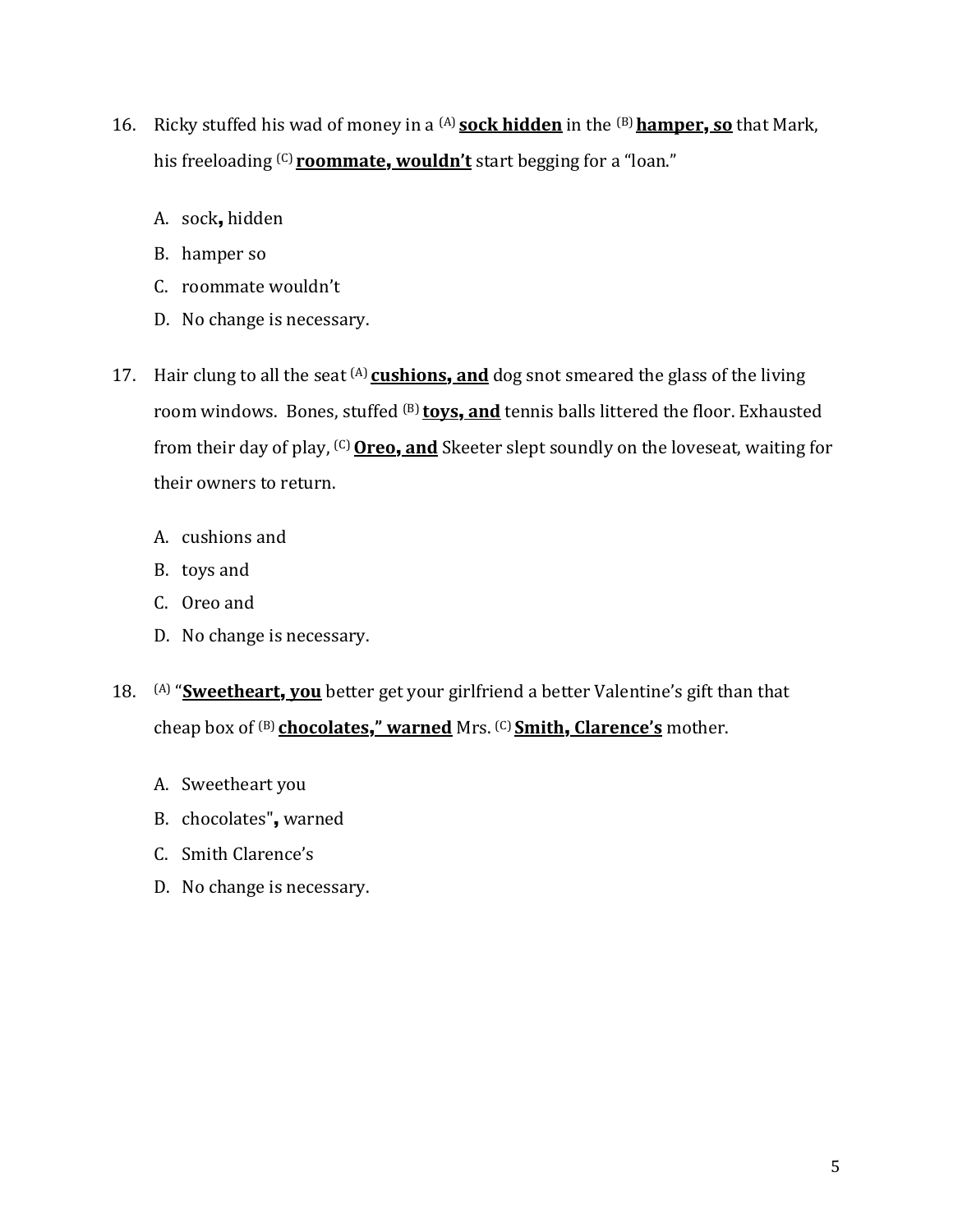16. Ricky stuffed his wad of money in a [(A)] **<u>sock hidden</u>** in the [(B)] **<u>hamper, so</u>** that Mark, his freeloading [(C)] **<u>roommate, wouldn't</u>** start begging for a "loan."

    A. sock**,** hidden
    B. hamper so
    C. roommate wouldn't
    D. No change is necessary.

17. Hair clung to all the seat [(A)] **<u>cushions, and</u>** dog snot smeared the glass of the living room windows. Bones, stuffed [(B)] **<u>toys, and</u>** tennis balls littered the floor. Exhausted from their day of play, [(C)] **<u>Oreo, and</u>** Skeeter slept soundly on the loveseat, waiting for their owners to return.

    A. cushions and
    B. toys and
    C. Oreo and
    D. No change is necessary.

18. [(A)] "**<u>Sweetheart, you</u>** better get your girlfriend a better Valentine's gift than that cheap box of [(B)] **<u>chocolates," warned</u>** Mrs. [(C)] **<u>Smith, Clarence's</u>** mother.

    A. Sweetheart you
    B. chocolates"**,** warned
    C. Smith Clarence's
    D. No change is necessary.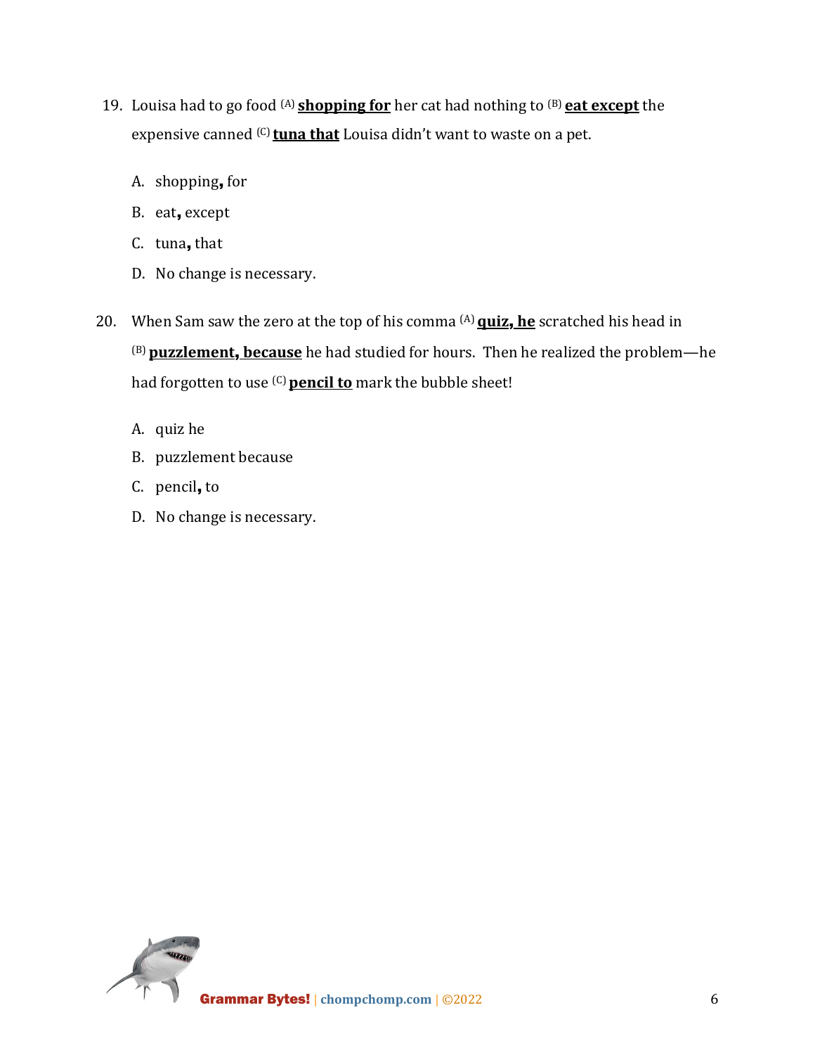19. Louisa had to go food [(A)] **<u>shopping for</u>** her cat had nothing to [(B)] **<u>eat except</u>** the expensive canned [(C)] **<u>tuna that</u>** Louisa didn't want to waste on a pet.

    A. shopping**,** for

    B. eat**,** except

    C. tuna**,** that

    D. No change is necessary.

20. When Sam saw the zero at the top of his comma [(A)] **<u>quiz, he</u>** scratched his head in [(B)] **<u>puzzlement, because</u>** he had studied for hours. Then he realized the problem—he had forgotten to use [(C)] **<u>pencil to</u>** mark the bubble sheet!

    A. quiz he

    B. puzzlement because

    C. pencil**,** to

    D. No change is necessary.